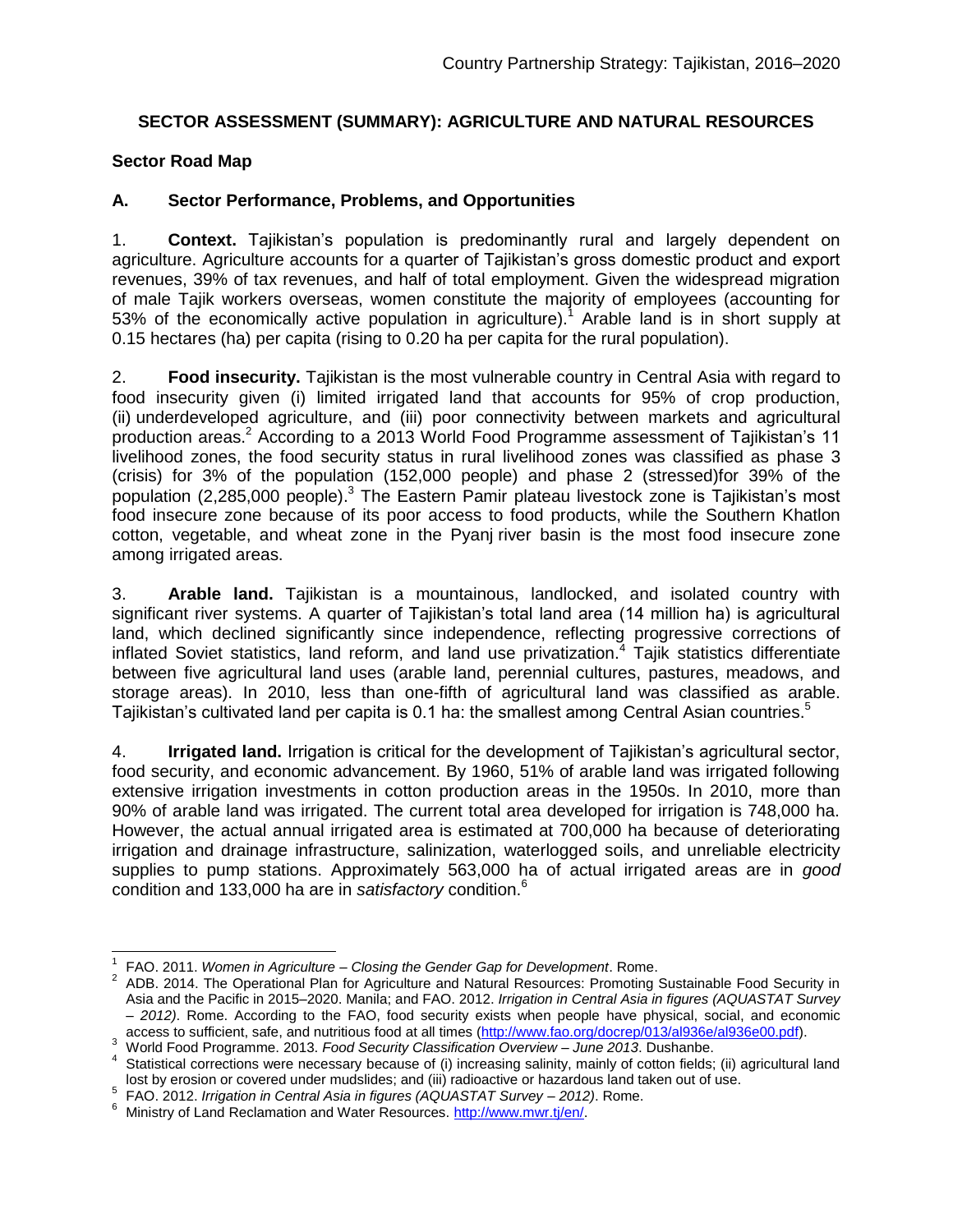## SECTOR ASSESSMENT (SUMMARY): AGRICULTURE AND NATURAL RESOURCES

### Sector Road Map

### A. Sector Performance, Problems, and Opportunities

1. **Context.** Tajikistan's population is predominantly rural and largely dependent on agriculture. Agriculture accounts for a quarter of Tajikistan's gross domestic product and export revenues, 39% of tax revenues, and half of total employment. Given the widespread migration of male Tajik workers overseas, women constitute the majority of employees (accounting for 53% of the economically active population in agriculture).[1] Arable land is in short supply at 0.15 hectares (ha) per capita (rising to 0.20 ha per capita for the rural population).

2. **Food insecurity.** Tajikistan is the most vulnerable country in Central Asia with regard to food insecurity given (i) limited irrigated land that accounts for 95% of crop production, (ii) underdeveloped agriculture, and (iii) poor connectivity between markets and agricultural production areas.[2] According to a 2013 World Food Programme assessment of Tajikistan's 11 livelihood zones, the food security status in rural livelihood zones was classified as phase 3 (crisis) for 3% of the population (152,000 people) and phase 2 (stressed)for 39% of the population (2,285,000 people).[3] The Eastern Pamir plateau livestock zone is Tajikistan's most food insecure zone because of its poor access to food products, while the Southern Khatlon cotton, vegetable, and wheat zone in the Pyanj river basin is the most food insecure zone among irrigated areas.

3. **Arable land.** Tajikistan is a mountainous, landlocked, and isolated country with significant river systems. A quarter of Tajikistan's total land area (14 million ha) is agricultural land, which declined significantly since independence, reflecting progressive corrections of inflated Soviet statistics, land reform, and land use privatization.[4] Tajik statistics differentiate between five agricultural land uses (arable land, perennial cultures, pastures, meadows, and storage areas). In 2010, less than one-fifth of agricultural land was classified as arable. Tajikistan's cultivated land per capita is 0.1 ha: the smallest among Central Asian countries.[5]

4. **Irrigated land.** Irrigation is critical for the development of Tajikistan's agricultural sector, food security, and economic advancement. By 1960, 51% of arable land was irrigated following extensive irrigation investments in cotton production areas in the 1950s. In 2010, more than 90% of arable land was irrigated. The current total area developed for irrigation is 748,000 ha. However, the actual annual irrigated area is estimated at 700,000 ha because of deteriorating irrigation and drainage infrastructure, salinization, waterlogged soils, and unreliable electricity supplies to pump stations. Approximately 563,000 ha of actual irrigated areas are in *good* condition and 133,000 ha are in *satisfactory* condition.[6]

---

[1] FAO. 2011. *Women in Agriculture – Closing the Gender Gap for Development*. Rome.

[2] ADB. 2014. The Operational Plan for Agriculture and Natural Resources: Promoting Sustainable Food Security in Asia and the Pacific in 2015–2020. Manila; and FAO. 2012. *Irrigation in Central Asia in figures (AQUASTAT Survey – 2012)*. Rome. According to the FAO, food security exists when people have physical, social, and economic access to sufficient, safe, and nutritious food at all times (http://www.fao.org/docrep/013/al936e/al936e00.pdf).

[3] World Food Programme. 2013. *Food Security Classification Overview – June 2013*. Dushanbe.

[4] Statistical corrections were necessary because of (i) increasing salinity, mainly of cotton fields; (ii) agricultural land lost by erosion or covered under mudslides; and (iii) radioactive or hazardous land taken out of use.

[5] FAO. 2012. *Irrigation in Central Asia in figures (AQUASTAT Survey – 2012)*. Rome.

[6] Ministry of Land Reclamation and Water Resources. http://www.mwr.tj/en/.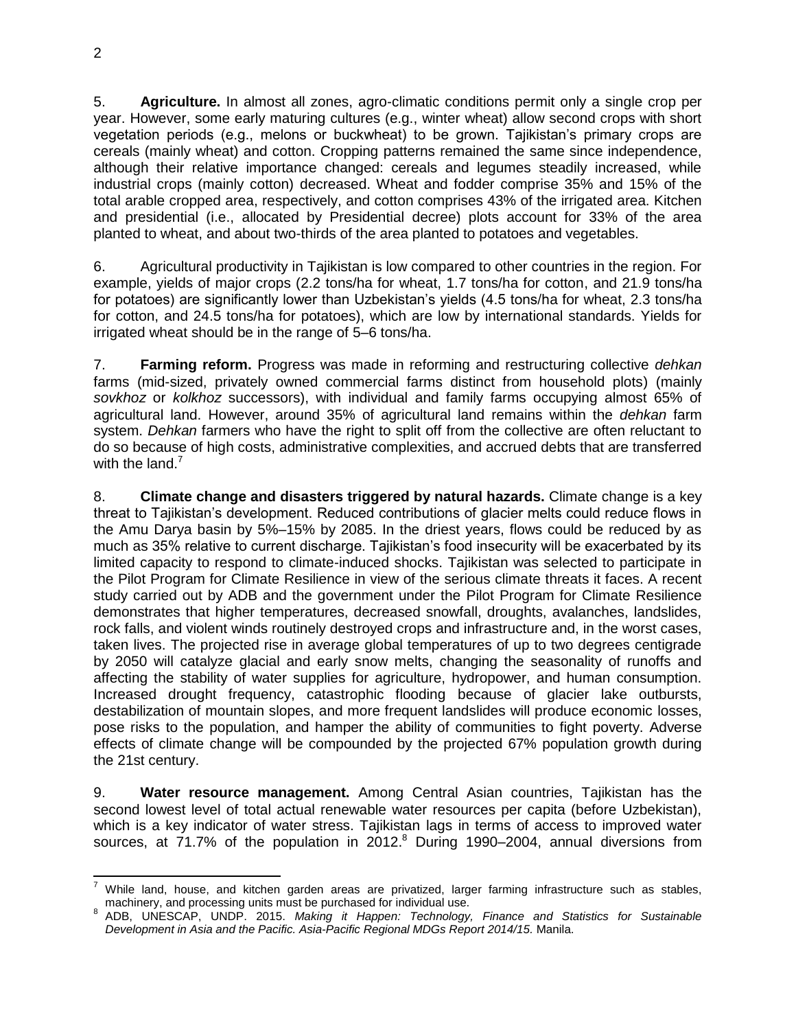5. **Agriculture.** In almost all zones, agro-climatic conditions permit only a single crop per year. However, some early maturing cultures (e.g., winter wheat) allow second crops with short vegetation periods (e.g., melons or buckwheat) to be grown. Tajikistan's primary crops are cereals (mainly wheat) and cotton. Cropping patterns remained the same since independence, although their relative importance changed: cereals and legumes steadily increased, while industrial crops (mainly cotton) decreased. Wheat and fodder comprise 35% and 15% of the total arable cropped area, respectively, and cotton comprises 43% of the irrigated area. Kitchen and presidential (i.e., allocated by Presidential decree) plots account for 33% of the area planted to wheat, and about two-thirds of the area planted to potatoes and vegetables.

6. Agricultural productivity in Tajikistan is low compared to other countries in the region. For example, yields of major crops (2.2 tons/ha for wheat, 1.7 tons/ha for cotton, and 21.9 tons/ha for potatoes) are significantly lower than Uzbekistan's yields (4.5 tons/ha for wheat, 2.3 tons/ha for cotton, and 24.5 tons/ha for potatoes), which are low by international standards. Yields for irrigated wheat should be in the range of 5–6 tons/ha.

7. **Farming reform.** Progress was made in reforming and restructuring collective *dehkan* farms (mid-sized, privately owned commercial farms distinct from household plots) (mainly *sovkhoz* or *kolkhoz* successors), with individual and family farms occupying almost 65% of agricultural land. However, around 35% of agricultural land remains within the *dehkan* farm system. *Dehkan* farmers who have the right to split off from the collective are often reluctant to do so because of high costs, administrative complexities, and accrued debts that are transferred with the land.[7]

8. **Climate change and disasters triggered by natural hazards.** Climate change is a key threat to Tajikistan's development. Reduced contributions of glacier melts could reduce flows in the Amu Darya basin by 5%–15% by 2085. In the driest years, flows could be reduced by as much as 35% relative to current discharge. Tajikistan's food insecurity will be exacerbated by its limited capacity to respond to climate-induced shocks. Tajikistan was selected to participate in the Pilot Program for Climate Resilience in view of the serious climate threats it faces. A recent study carried out by ADB and the government under the Pilot Program for Climate Resilience demonstrates that higher temperatures, decreased snowfall, droughts, avalanches, landslides, rock falls, and violent winds routinely destroyed crops and infrastructure and, in the worst cases, taken lives. The projected rise in average global temperatures of up to two degrees centigrade by 2050 will catalyze glacial and early snow melts, changing the seasonality of runoffs and affecting the stability of water supplies for agriculture, hydropower, and human consumption. Increased drought frequency, catastrophic flooding because of glacier lake outbursts, destabilization of mountain slopes, and more frequent landslides will produce economic losses, pose risks to the population, and hamper the ability of communities to fight poverty. Adverse effects of climate change will be compounded by the projected 67% population growth during the 21st century.

9. **Water resource management.** Among Central Asian countries, Tajikistan has the second lowest level of total actual renewable water resources per capita (before Uzbekistan), which is a key indicator of water stress. Tajikistan lags in terms of access to improved water sources, at 71.7% of the population in 2012.[8] During 1990–2004, annual diversions from

---

[7] While land, house, and kitchen garden areas are privatized, larger farming infrastructure such as stables, machinery, and processing units must be purchased for individual use.

[8] ADB, UNESCAP, UNDP. 2015. *Making it Happen: Technology, Finance and Statistics for Sustainable Development in Asia and the Pacific. Asia-Pacific Regional MDGs Report 2014/15.* Manila.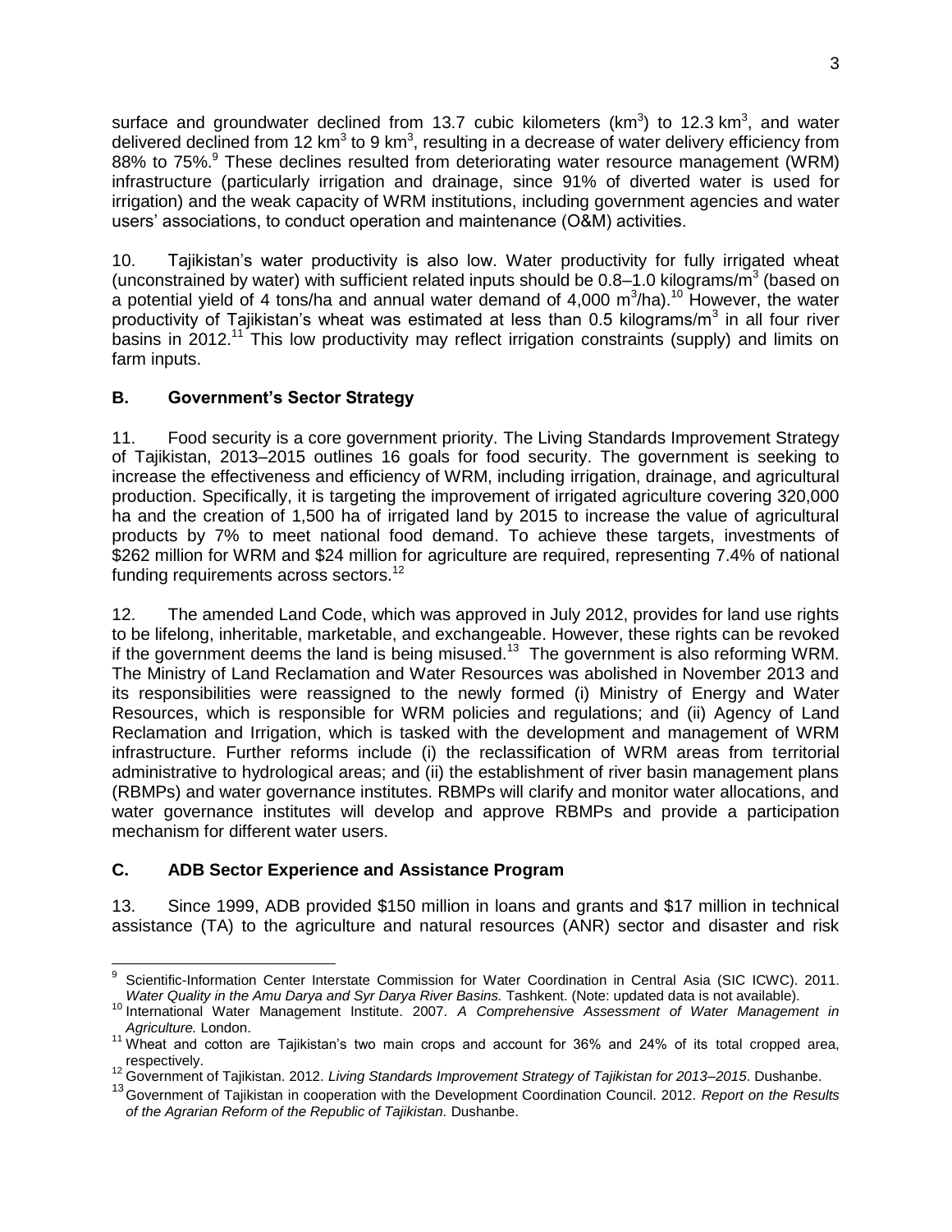surface and groundwater declined from 13.7 cubic kilometers ($km^3$) to 12.3 $km^3$, and water delivered declined from 12 $km^3$ to 9 $km^3$, resulting in a decrease of water delivery efficiency from 88% to 75%.[9] These declines resulted from deteriorating water resource management (WRM) infrastructure (particularly irrigation and drainage, since 91% of diverted water is used for irrigation) and the weak capacity of WRM institutions, including government agencies and water users' associations, to conduct operation and maintenance (O&M) activities.

10. Tajikistan's water productivity is also low. Water productivity for fully irrigated wheat (unconstrained by water) with sufficient related inputs should be 0.8–1.0 kilograms/$m^3$ (based on a potential yield of 4 tons/ha and annual water demand of 4,000 $m^3$/ha).[10] However, the water productivity of Tajikistan's wheat was estimated at less than 0.5 kilograms/$m^3$ in all four river basins in 2012.[11] This low productivity may reflect irrigation constraints (supply) and limits on farm inputs.

## B. Government's Sector Strategy

11. Food security is a core government priority. The Living Standards Improvement Strategy of Tajikistan, 2013–2015 outlines 16 goals for food security. The government is seeking to increase the effectiveness and efficiency of WRM, including irrigation, drainage, and agricultural production. Specifically, it is targeting the improvement of irrigated agriculture covering 320,000 ha and the creation of 1,500 ha of irrigated land by 2015 to increase the value of agricultural products by 7% to meet national food demand. To achieve these targets, investments of $262 million for WRM and $24 million for agriculture are required, representing 7.4% of national funding requirements across sectors.[12]

12. The amended Land Code, which was approved in July 2012, provides for land use rights to be lifelong, inheritable, marketable, and exchangeable. However, these rights can be revoked if the government deems the land is being misused.[13] The government is also reforming WRM. The Ministry of Land Reclamation and Water Resources was abolished in November 2013 and its responsibilities were reassigned to the newly formed (i) Ministry of Energy and Water Resources, which is responsible for WRM policies and regulations; and (ii) Agency of Land Reclamation and Irrigation, which is tasked with the development and management of WRM infrastructure. Further reforms include (i) the reclassification of WRM areas from territorial administrative to hydrological areas; and (ii) the establishment of river basin management plans (RBMPs) and water governance institutes. RBMPs will clarify and monitor water allocations, and water governance institutes will develop and approve RBMPs and provide a participation mechanism for different water users.

## C. ADB Sector Experience and Assistance Program

13. Since 1999, ADB provided $150 million in loans and grants and $17 million in technical assistance (TA) to the agriculture and natural resources (ANR) sector and disaster and risk

---

[9] Scientific-Information Center Interstate Commission for Water Coordination in Central Asia (SIC ICWC). 2011. *Water Quality in the Amu Darya and Syr Darya River Basins.* Tashkent. (Note: updated data is not available).

[10] International Water Management Institute. 2007. *A Comprehensive Assessment of Water Management in Agriculture.* London.

[11] Wheat and cotton are Tajikistan's two main crops and account for 36% and 24% of its total cropped area, respectively.

[12] Government of Tajikistan. 2012. *Living Standards Improvement Strategy of Tajikistan for 2013–2015*. Dushanbe.

[13] Government of Tajikistan in cooperation with the Development Coordination Council. 2012. *Report on the Results of the Agrarian Reform of the Republic of Tajikistan.* Dushanbe.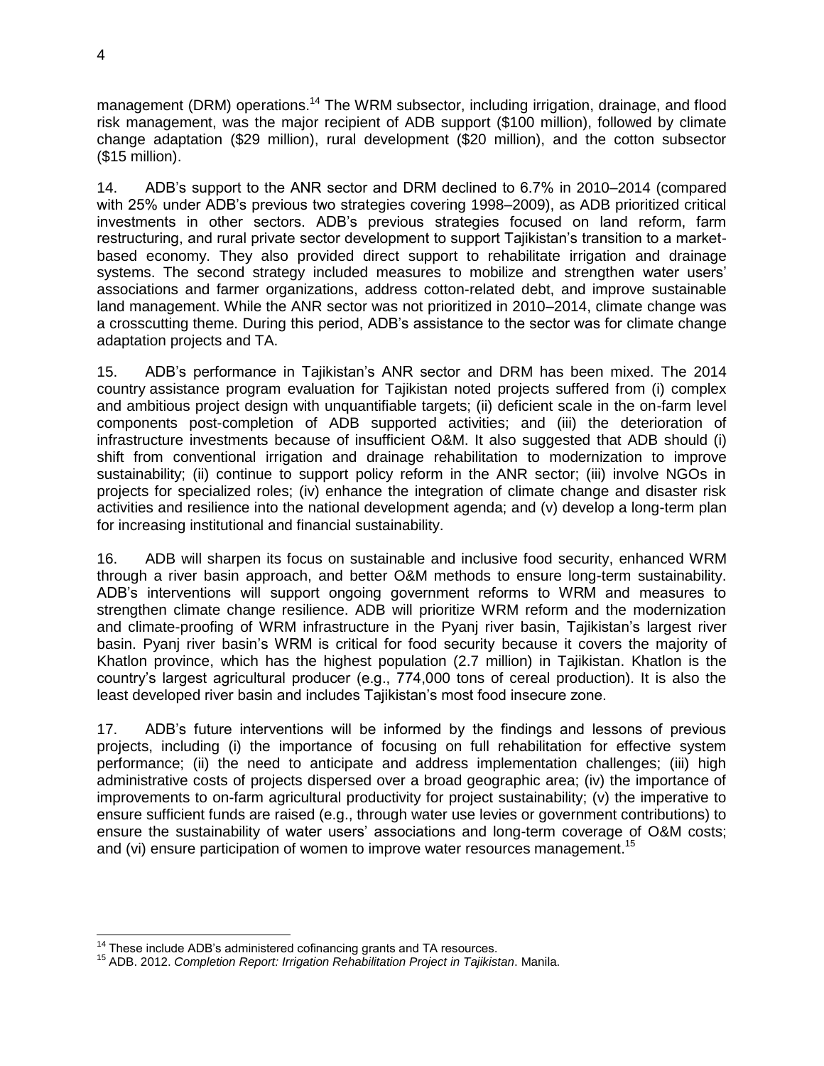management (DRM) operations.[14] The WRM subsector, including irrigation, drainage, and flood risk management, was the major recipient of ADB support ($100 million), followed by climate change adaptation ($29 million), rural development ($20 million), and the cotton subsector ($15 million).

14. ADB's support to the ANR sector and DRM declined to 6.7% in 2010–2014 (compared with 25% under ADB's previous two strategies covering 1998–2009), as ADB prioritized critical investments in other sectors. ADB's previous strategies focused on land reform, farm restructuring, and rural private sector development to support Tajikistan's transition to a market-based economy. They also provided direct support to rehabilitate irrigation and drainage systems. The second strategy included measures to mobilize and strengthen water users' associations and farmer organizations, address cotton-related debt, and improve sustainable land management. While the ANR sector was not prioritized in 2010–2014, climate change was a crosscutting theme. During this period, ADB's assistance to the sector was for climate change adaptation projects and TA.

15. ADB's performance in Tajikistan's ANR sector and DRM has been mixed. The 2014 country assistance program evaluation for Tajikistan noted projects suffered from (i) complex and ambitious project design with unquantifiable targets; (ii) deficient scale in the on-farm level components post-completion of ADB supported activities; and (iii) the deterioration of infrastructure investments because of insufficient O&M. It also suggested that ADB should (i) shift from conventional irrigation and drainage rehabilitation to modernization to improve sustainability; (ii) continue to support policy reform in the ANR sector; (iii) involve NGOs in projects for specialized roles; (iv) enhance the integration of climate change and disaster risk activities and resilience into the national development agenda; and (v) develop a long-term plan for increasing institutional and financial sustainability.

16. ADB will sharpen its focus on sustainable and inclusive food security, enhanced WRM through a river basin approach, and better O&M methods to ensure long-term sustainability. ADB's interventions will support ongoing government reforms to WRM and measures to strengthen climate change resilience. ADB will prioritize WRM reform and the modernization and climate-proofing of WRM infrastructure in the Pyanj river basin, Tajikistan's largest river basin. Pyanj river basin's WRM is critical for food security because it covers the majority of Khatlon province, which has the highest population (2.7 million) in Tajikistan. Khatlon is the country's largest agricultural producer (e.g., 774,000 tons of cereal production). It is also the least developed river basin and includes Tajikistan's most food insecure zone.

17. ADB's future interventions will be informed by the findings and lessons of previous projects, including (i) the importance of focusing on full rehabilitation for effective system performance; (ii) the need to anticipate and address implementation challenges; (iii) high administrative costs of projects dispersed over a broad geographic area; (iv) the importance of improvements to on-farm agricultural productivity for project sustainability; (v) the imperative to ensure sufficient funds are raised (e.g., through water use levies or government contributions) to ensure the sustainability of water users' associations and long-term coverage of O&M costs; and (vi) ensure participation of women to improve water resources management.[15]

---

[14] These include ADB's administered cofinancing grants and TA resources.

[15] ADB. 2012. *Completion Report: Irrigation Rehabilitation Project in Tajikistan*. Manila.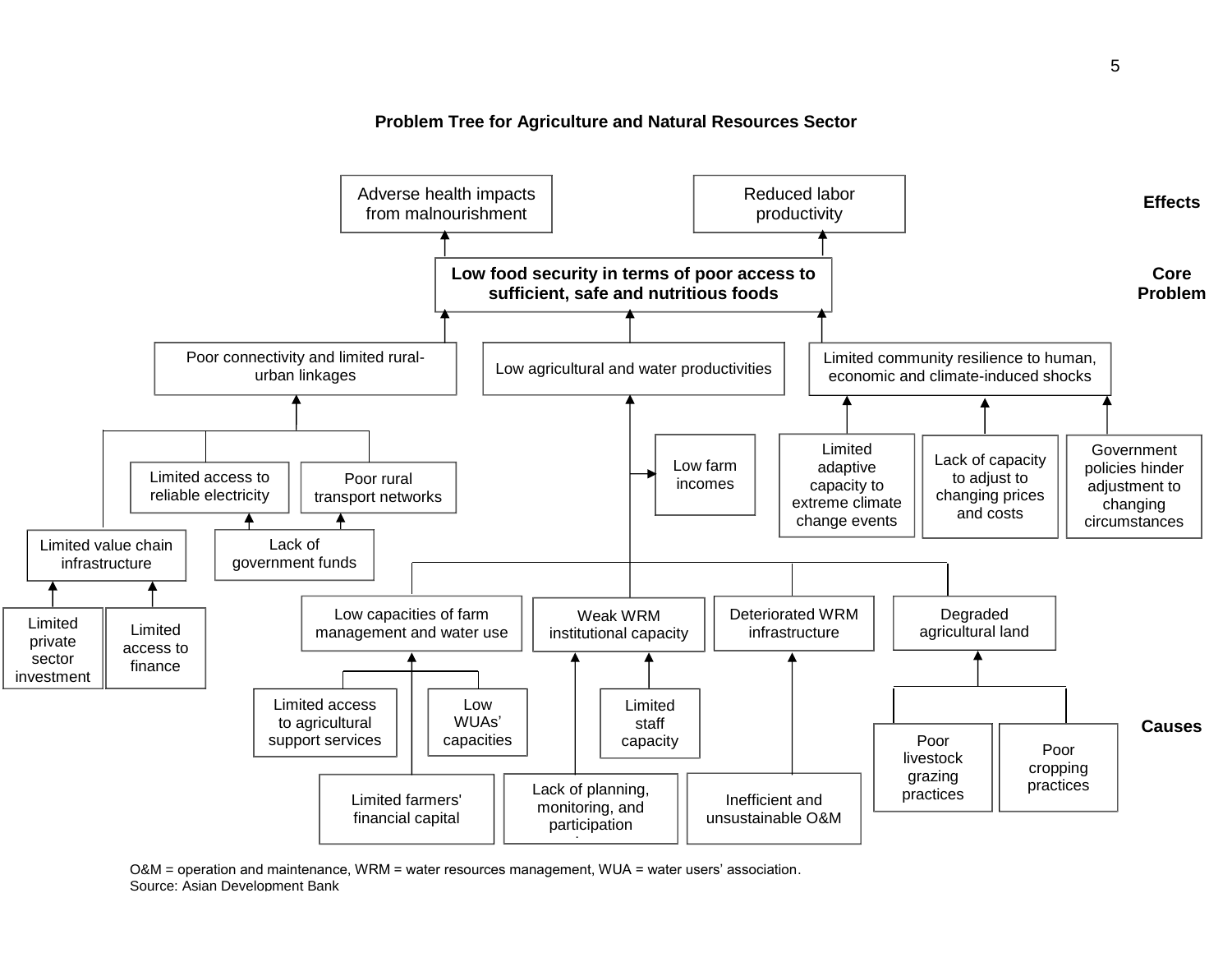**Problem Tree for Agriculture and Natural Resources Sector**

Effects

Adverse health impacts from malnourishment

Reduced labor productivity

Core Problem

**Low food security in terms of poor access to sufficient, safe and nutritious foods**

Poor connectivity and limited rural-urban linkages

Low agricultural and water productivities

Limited community resilience to human, economic and climate-induced shocks

Low farm incomes

Limited access to reliable electricity

Poor rural transport networks

Limited adaptive capacity to extreme climate change events

Lack of capacity to adjust to changing prices and costs

Government policies hinder adjustment to changing circumstances

Limited value chain infrastructure

Lack of government funds

Limited private sector investment

Limited access to finance

Low capacities of farm management and water use

Weak WRM institutional capacity

Deteriorated WRM infrastructure

Degraded agricultural land

Causes

Limited access to agricultural support services

Low WUAs' capacities

Limited staff capacity

Poor livestock grazing practices

Poor cropping practices

Limited farmers' financial capital

Lack of planning, monitoring, and participation

Inefficient and unsustainable O&M

O&M = operation and maintenance, WRM = water resources management, WUA = water users' association.
Source: Asian Development Bank